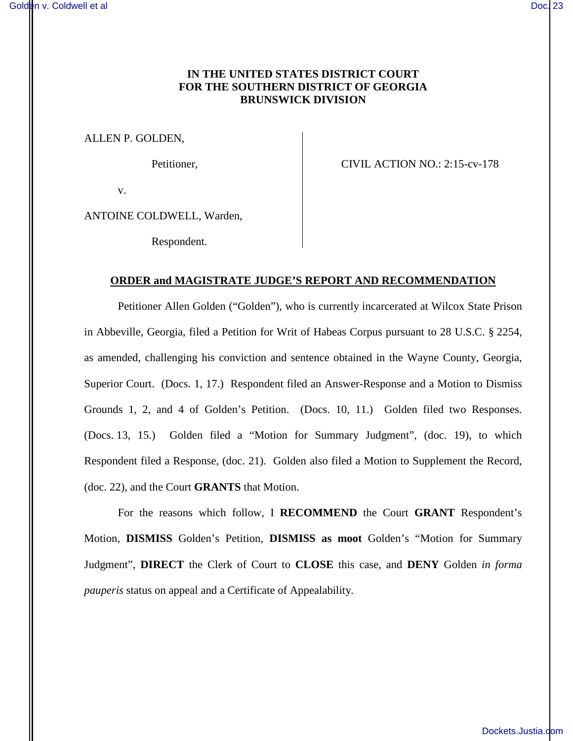**IN THE UNITED STATES DISTRICT COURT**
**FOR THE SOUTHERN DISTRICT OF GEORGIA**
**BRUNSWICK DIVISION**

ALLEN P. GOLDEN,

Petitioner,

v.

ANTOINE COLDWELL, Warden,

Respondent.

CIVIL ACTION NO.: 2:15-cv-178

**ORDER and MAGISTRATE JUDGE'S REPORT AND RECOMMENDATION**

Petitioner Allen Golden ("Golden"), who is currently incarcerated at Wilcox State Prison in Abbeville, Georgia, filed a Petition for Writ of Habeas Corpus pursuant to 28 U.S.C. § 2254, as amended, challenging his conviction and sentence obtained in the Wayne County, Georgia, Superior Court. (Docs. 1, 17.) Respondent filed an Answer-Response and a Motion to Dismiss Grounds 1, 2, and 4 of Golden's Petition. (Docs. 10, 11.) Golden filed two Responses. (Docs. 13, 15.) Golden filed a "Motion for Summary Judgment", (doc. 19), to which Respondent filed a Response, (doc. 21). Golden also filed a Motion to Supplement the Record, (doc. 22), and the Court **GRANTS** that Motion.

For the reasons which follow, I **RECOMMEND** the Court **GRANT** Respondent's Motion, **DISMISS** Golden's Petition, **DISMISS as moot** Golden's "Motion for Summary Judgment", **DIRECT** the Clerk of Court to **CLOSE** this case, and **DENY** Golden *in forma pauperis* status on appeal and a Certificate of Appealability.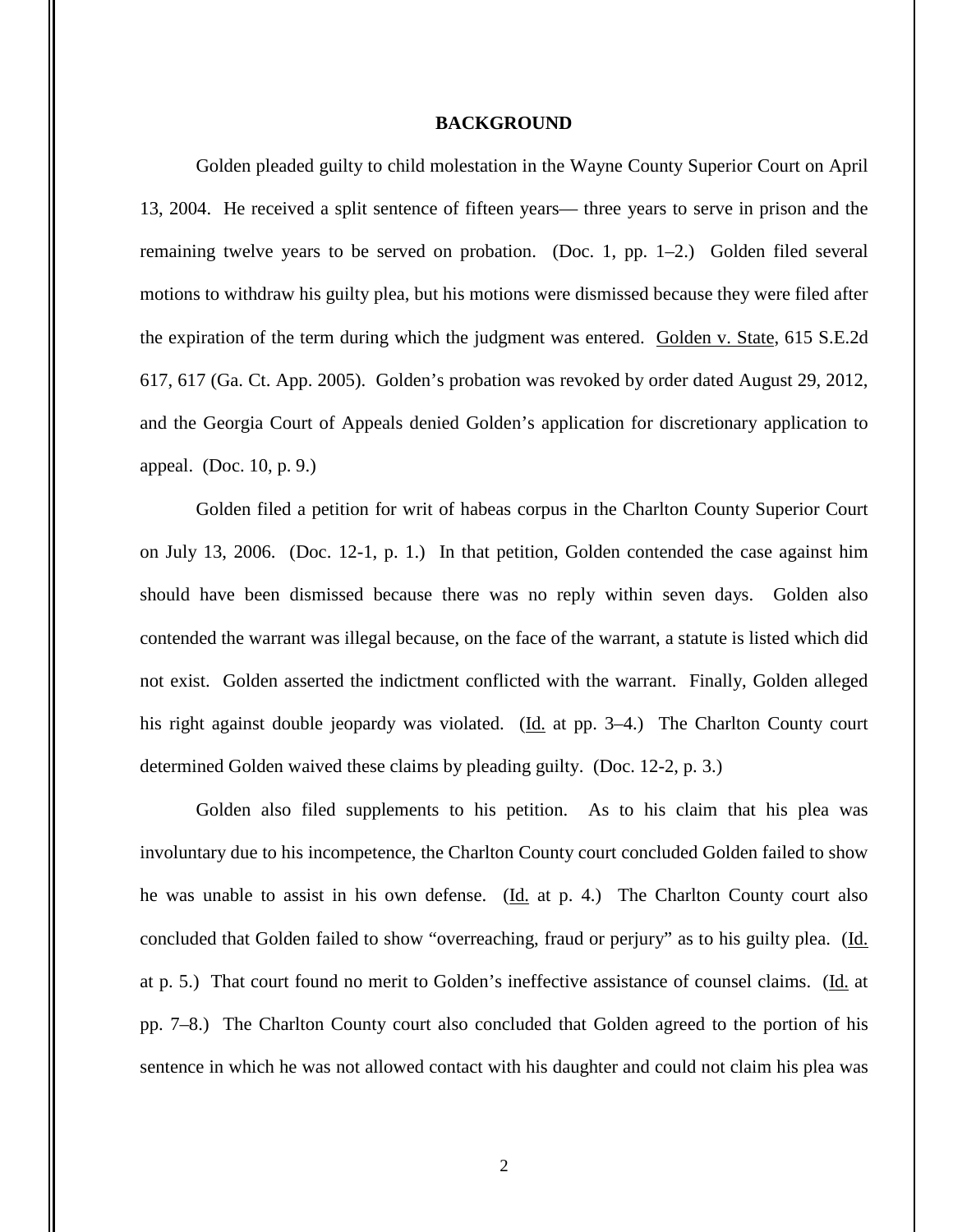## BACKGROUND

Golden pleaded guilty to child molestation in the Wayne County Superior Court on April 13, 2004. He received a split sentence of fifteen years— three years to serve in prison and the remaining twelve years to be served on probation. (Doc. 1, pp. 1–2.) Golden filed several motions to withdraw his guilty plea, but his motions were dismissed because they were filed after the expiration of the term during which the judgment was entered. Golden v. State, 615 S.E.2d 617, 617 (Ga. Ct. App. 2005). Golden's probation was revoked by order dated August 29, 2012, and the Georgia Court of Appeals denied Golden's application for discretionary application to appeal. (Doc. 10, p. 9.)

Golden filed a petition for writ of habeas corpus in the Charlton County Superior Court on July 13, 2006. (Doc. 12-1, p. 1.) In that petition, Golden contended the case against him should have been dismissed because there was no reply within seven days. Golden also contended the warrant was illegal because, on the face of the warrant, a statute is listed which did not exist. Golden asserted the indictment conflicted with the warrant. Finally, Golden alleged his right against double jeopardy was violated. (Id. at pp. 3–4.) The Charlton County court determined Golden waived these claims by pleading guilty. (Doc. 12-2, p. 3.)

Golden also filed supplements to his petition. As to his claim that his plea was involuntary due to his incompetence, the Charlton County court concluded Golden failed to show he was unable to assist in his own defense. (Id. at p. 4.) The Charlton County court also concluded that Golden failed to show "overreaching, fraud or perjury" as to his guilty plea. (Id. at p. 5.) That court found no merit to Golden's ineffective assistance of counsel claims. (Id. at pp. 7–8.) The Charlton County court also concluded that Golden agreed to the portion of his sentence in which he was not allowed contact with his daughter and could not claim his plea was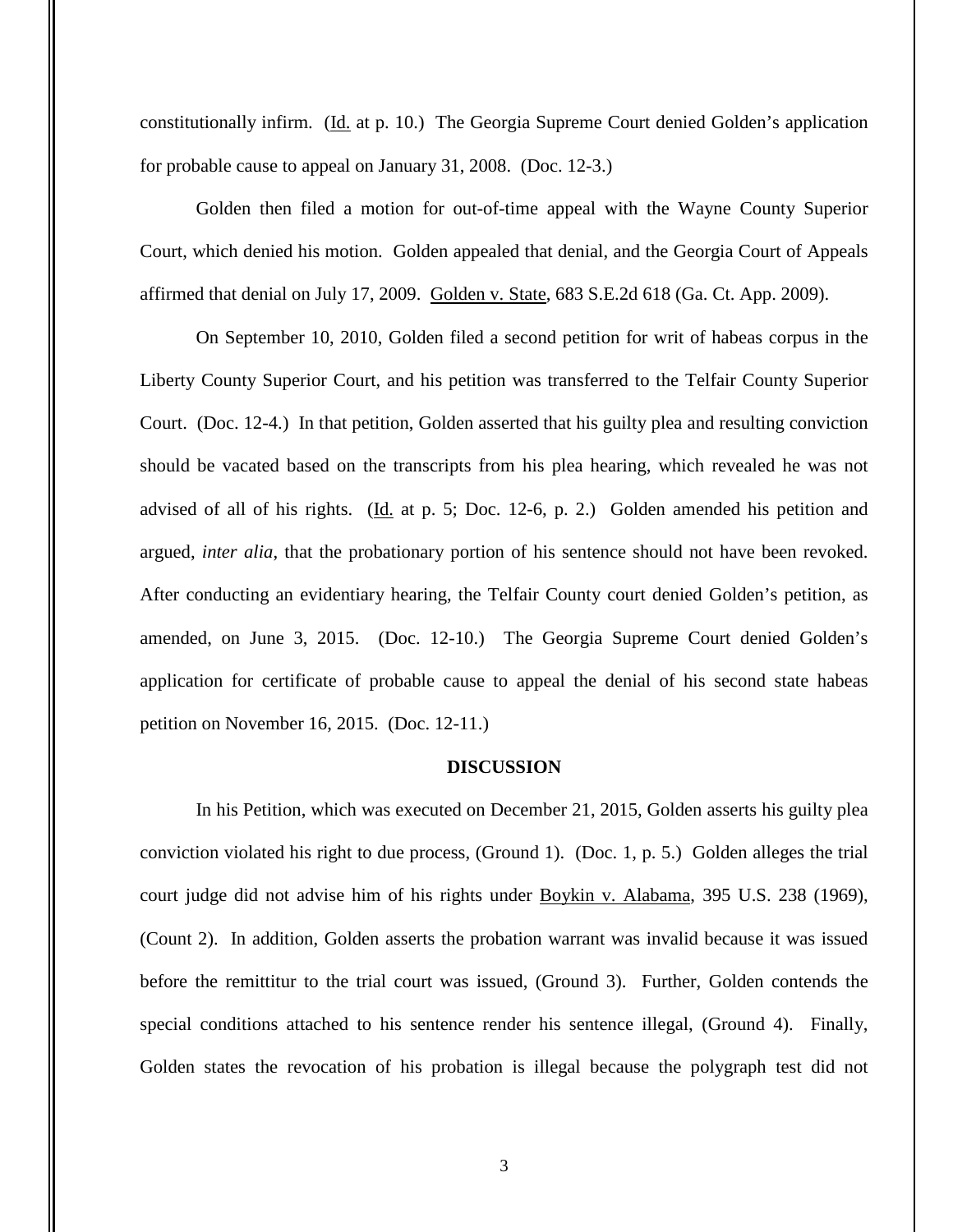constitutionally infirm. (Id. at p. 10.) The Georgia Supreme Court denied Golden's application for probable cause to appeal on January 31, 2008. (Doc. 12-3.)

Golden then filed a motion for out-of-time appeal with the Wayne County Superior Court, which denied his motion. Golden appealed that denial, and the Georgia Court of Appeals affirmed that denial on July 17, 2009. Golden v. State, 683 S.E.2d 618 (Ga. Ct. App. 2009).

On September 10, 2010, Golden filed a second petition for writ of habeas corpus in the Liberty County Superior Court, and his petition was transferred to the Telfair County Superior Court. (Doc. 12-4.) In that petition, Golden asserted that his guilty plea and resulting conviction should be vacated based on the transcripts from his plea hearing, which revealed he was not advised of all of his rights. (Id. at p. 5; Doc. 12-6, p. 2.) Golden amended his petition and argued, *inter alia*, that the probationary portion of his sentence should not have been revoked. After conducting an evidentiary hearing, the Telfair County court denied Golden's petition, as amended, on June 3, 2015. (Doc. 12-10.) The Georgia Supreme Court denied Golden's application for certificate of probable cause to appeal the denial of his second state habeas petition on November 16, 2015. (Doc. 12-11.)

## DISCUSSION

In his Petition, which was executed on December 21, 2015, Golden asserts his guilty plea conviction violated his right to due process, (Ground 1). (Doc. 1, p. 5.) Golden alleges the trial court judge did not advise him of his rights under Boykin v. Alabama, 395 U.S. 238 (1969), (Count 2). In addition, Golden asserts the probation warrant was invalid because it was issued before the remittitur to the trial court was issued, (Ground 3). Further, Golden contends the special conditions attached to his sentence render his sentence illegal, (Ground 4). Finally, Golden states the revocation of his probation is illegal because the polygraph test did not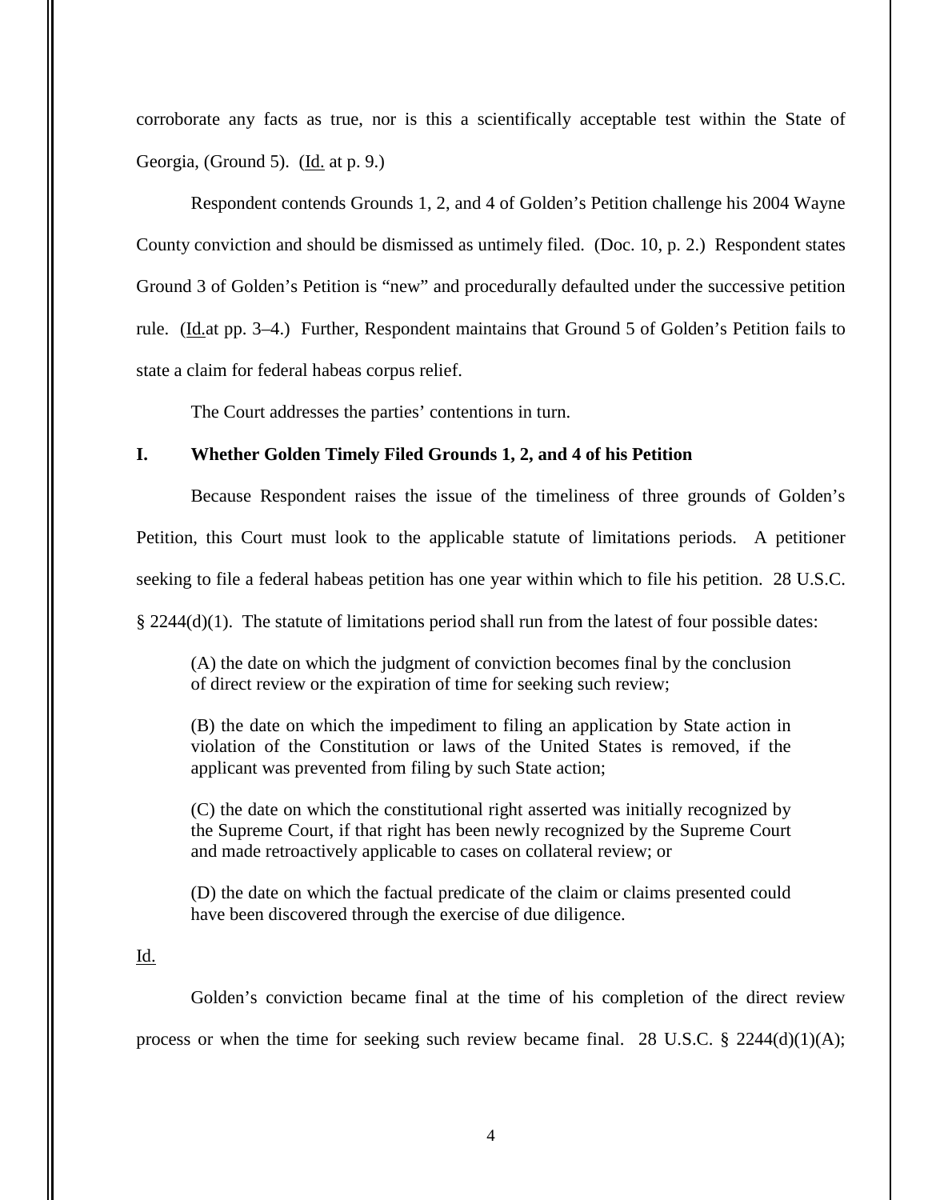corroborate any facts as true, nor is this a scientifically acceptable test within the State of Georgia, (Ground 5). (Id. at p. 9.)

Respondent contends Grounds 1, 2, and 4 of Golden's Petition challenge his 2004 Wayne County conviction and should be dismissed as untimely filed. (Doc. 10, p. 2.) Respondent states Ground 3 of Golden's Petition is "new" and procedurally defaulted under the successive petition rule. (Id.at pp. 3–4.) Further, Respondent maintains that Ground 5 of Golden's Petition fails to state a claim for federal habeas corpus relief.

The Court addresses the parties' contentions in turn.

## I. Whether Golden Timely Filed Grounds 1, 2, and 4 of his Petition

Because Respondent raises the issue of the timeliness of three grounds of Golden's Petition, this Court must look to the applicable statute of limitations periods. A petitioner seeking to file a federal habeas petition has one year within which to file his petition. 28 U.S.C. § 2244(d)(1). The statute of limitations period shall run from the latest of four possible dates:

> (A) the date on which the judgment of conviction becomes final by the conclusion of direct review or the expiration of time for seeking such review;
>
> (B) the date on which the impediment to filing an application by State action in violation of the Constitution or laws of the United States is removed, if the applicant was prevented from filing by such State action;
>
> (C) the date on which the constitutional right asserted was initially recognized by the Supreme Court, if that right has been newly recognized by the Supreme Court and made retroactively applicable to cases on collateral review; or
>
> (D) the date on which the factual predicate of the claim or claims presented could have been discovered through the exercise of due diligence.

Id.

Golden's conviction became final at the time of his completion of the direct review process or when the time for seeking such review became final. 28 U.S.C. § 2244(d)(1)(A);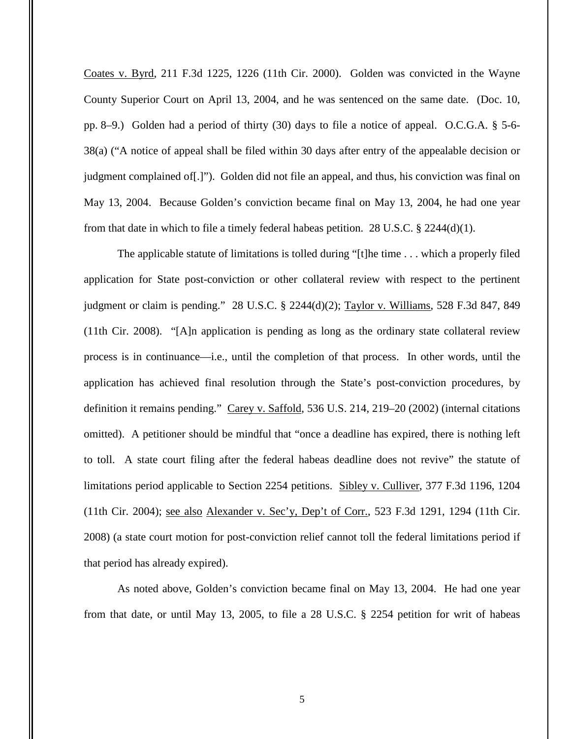Coates v. Byrd, 211 F.3d 1225, 1226 (11th Cir. 2000). Golden was convicted in the Wayne County Superior Court on April 13, 2004, and he was sentenced on the same date. (Doc. 10, pp. 8–9.) Golden had a period of thirty (30) days to file a notice of appeal. O.C.G.A. § 5-6-38(a) ("A notice of appeal shall be filed within 30 days after entry of the appealable decision or judgment complained of[.]"). Golden did not file an appeal, and thus, his conviction was final on May 13, 2004. Because Golden's conviction became final on May 13, 2004, he had one year from that date in which to file a timely federal habeas petition. 28 U.S.C. § 2244(d)(1).

The applicable statute of limitations is tolled during "[t]he time . . . which a properly filed application for State post-conviction or other collateral review with respect to the pertinent judgment or claim is pending." 28 U.S.C. § 2244(d)(2); Taylor v. Williams, 528 F.3d 847, 849 (11th Cir. 2008). "[A]n application is pending as long as the ordinary state collateral review process is in continuance—i.e., until the completion of that process. In other words, until the application has achieved final resolution through the State's post-conviction procedures, by definition it remains pending." Carey v. Saffold, 536 U.S. 214, 219–20 (2002) (internal citations omitted). A petitioner should be mindful that "once a deadline has expired, there is nothing left to toll. A state court filing after the federal habeas deadline does not revive" the statute of limitations period applicable to Section 2254 petitions. Sibley v. Culliver, 377 F.3d 1196, 1204 (11th Cir. 2004); see also Alexander v. Sec'y, Dep't of Corr., 523 F.3d 1291, 1294 (11th Cir. 2008) (a state court motion for post-conviction relief cannot toll the federal limitations period if that period has already expired).

As noted above, Golden's conviction became final on May 13, 2004. He had one year from that date, or until May 13, 2005, to file a 28 U.S.C. § 2254 petition for writ of habeas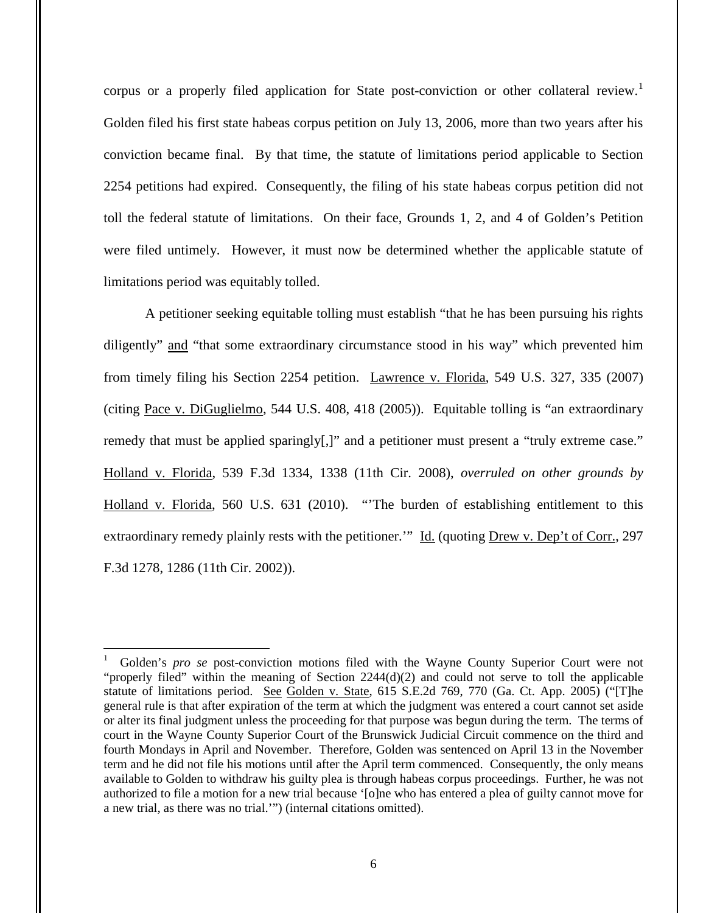corpus or a properly filed application for State post-conviction or other collateral review.[1] Golden filed his first state habeas corpus petition on July 13, 2006, more than two years after his conviction became final. By that time, the statute of limitations period applicable to Section 2254 petitions had expired. Consequently, the filing of his state habeas corpus petition did not toll the federal statute of limitations. On their face, Grounds 1, 2, and 4 of Golden's Petition were filed untimely. However, it must now be determined whether the applicable statute of limitations period was equitably tolled.

A petitioner seeking equitable tolling must establish "that he has been pursuing his rights diligently" and "that some extraordinary circumstance stood in his way" which prevented him from timely filing his Section 2254 petition. Lawrence v. Florida, 549 U.S. 327, 335 (2007) (citing Pace v. DiGuglielmo, 544 U.S. 408, 418 (2005)). Equitable tolling is "an extraordinary remedy that must be applied sparingly[,]" and a petitioner must present a "truly extreme case." Holland v. Florida, 539 F.3d 1334, 1338 (11th Cir. 2008), *overruled on other grounds by* Holland v. Florida, 560 U.S. 631 (2010). "'The burden of establishing entitlement to this extraordinary remedy plainly rests with the petitioner.'" Id. (quoting Drew v. Dep't of Corr., 297 F.3d 1278, 1286 (11th Cir. 2002)).

---

[1] Golden's *pro se* post-conviction motions filed with the Wayne County Superior Court were not "properly filed" within the meaning of Section 2244(d)(2) and could not serve to toll the applicable statute of limitations period. See Golden v. State, 615 S.E.2d 769, 770 (Ga. Ct. App. 2005) ("[T]he general rule is that after expiration of the term at which the judgment was entered a court cannot set aside or alter its final judgment unless the proceeding for that purpose was begun during the term. The terms of court in the Wayne County Superior Court of the Brunswick Judicial Circuit commence on the third and fourth Mondays in April and November. Therefore, Golden was sentenced on April 13 in the November term and he did not file his motions until after the April term commenced. Consequently, the only means available to Golden to withdraw his guilty plea is through habeas corpus proceedings. Further, he was not authorized to file a motion for a new trial because '[o]ne who has entered a plea of guilty cannot move for a new trial, as there was no trial.'") (internal citations omitted).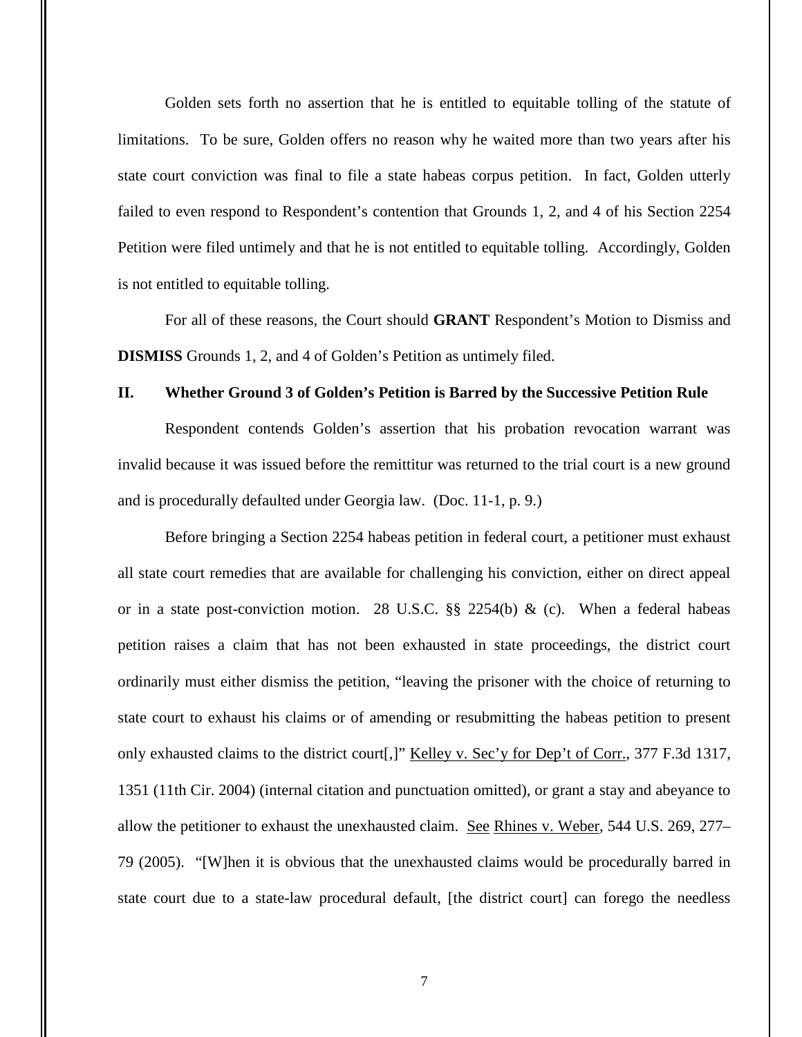Golden sets forth no assertion that he is entitled to equitable tolling of the statute of limitations. To be sure, Golden offers no reason why he waited more than two years after his state court conviction was final to file a state habeas corpus petition. In fact, Golden utterly failed to even respond to Respondent's contention that Grounds 1, 2, and 4 of his Section 2254 Petition were filed untimely and that he is not entitled to equitable tolling. Accordingly, Golden is not entitled to equitable tolling.

For all of these reasons, the Court should **GRANT** Respondent's Motion to Dismiss and **DISMISS** Grounds 1, 2, and 4 of Golden's Petition as untimely filed.

## II. Whether Ground 3 of Golden's Petition is Barred by the Successive Petition Rule

Respondent contends Golden's assertion that his probation revocation warrant was invalid because it was issued before the remittitur was returned to the trial court is a new ground and is procedurally defaulted under Georgia law. (Doc. 11-1, p. 9.)

Before bringing a Section 2254 habeas petition in federal court, a petitioner must exhaust all state court remedies that are available for challenging his conviction, either on direct appeal or in a state post-conviction motion. 28 U.S.C. §§ 2254(b) & (c). When a federal habeas petition raises a claim that has not been exhausted in state proceedings, the district court ordinarily must either dismiss the petition, "leaving the prisoner with the choice of returning to state court to exhaust his claims or of amending or resubmitting the habeas petition to present only exhausted claims to the district court[,]" Kelley v. Sec'y for Dep't of Corr., 377 F.3d 1317, 1351 (11th Cir. 2004) (internal citation and punctuation omitted), or grant a stay and abeyance to allow the petitioner to exhaust the unexhausted claim. See Rhines v. Weber, 544 U.S. 269, 277–79 (2005). "[W]hen it is obvious that the unexhausted claims would be procedurally barred in state court due to a state-law procedural default, [the district court] can forego the needless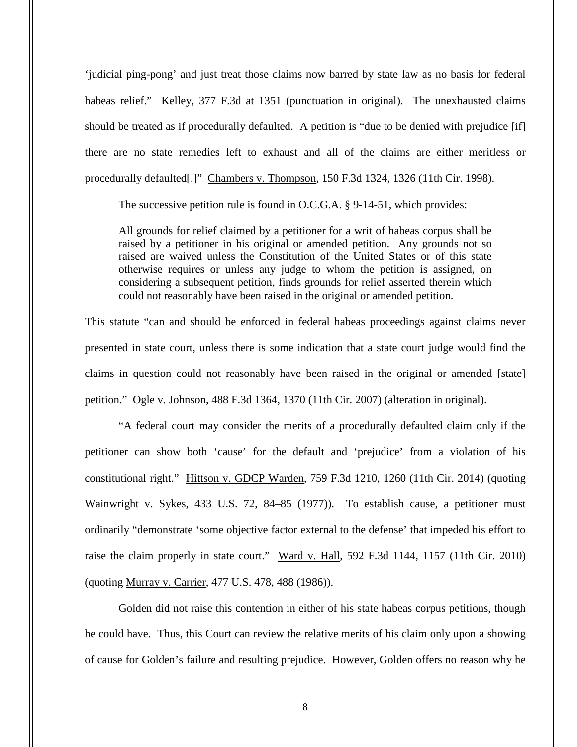'judicial ping-pong' and just treat those claims now barred by state law as no basis for federal habeas relief." Kelley, 377 F.3d at 1351 (punctuation in original). The unexhausted claims should be treated as if procedurally defaulted. A petition is "due to be denied with prejudice [if] there are no state remedies left to exhaust and all of the claims are either meritless or procedurally defaulted[.]" Chambers v. Thompson, 150 F.3d 1324, 1326 (11th Cir. 1998).

The successive petition rule is found in O.C.G.A. § 9-14-51, which provides:

> All grounds for relief claimed by a petitioner for a writ of habeas corpus shall be raised by a petitioner in his original or amended petition. Any grounds not so raised are waived unless the Constitution of the United States or of this state otherwise requires or unless any judge to whom the petition is assigned, on considering a subsequent petition, finds grounds for relief asserted therein which could not reasonably have been raised in the original or amended petition.

This statute "can and should be enforced in federal habeas proceedings against claims never presented in state court, unless there is some indication that a state court judge would find the claims in question could not reasonably have been raised in the original or amended [state] petition." Ogle v. Johnson, 488 F.3d 1364, 1370 (11th Cir. 2007) (alteration in original).

"A federal court may consider the merits of a procedurally defaulted claim only if the petitioner can show both 'cause' for the default and 'prejudice' from a violation of his constitutional right." Hittson v. GDCP Warden, 759 F.3d 1210, 1260 (11th Cir. 2014) (quoting Wainwright v. Sykes, 433 U.S. 72, 84–85 (1977)). To establish cause, a petitioner must ordinarily "demonstrate 'some objective factor external to the defense' that impeded his effort to raise the claim properly in state court." Ward v. Hall, 592 F.3d 1144, 1157 (11th Cir. 2010) (quoting Murray v. Carrier, 477 U.S. 478, 488 (1986)).

Golden did not raise this contention in either of his state habeas corpus petitions, though he could have. Thus, this Court can review the relative merits of his claim only upon a showing of cause for Golden's failure and resulting prejudice. However, Golden offers no reason why he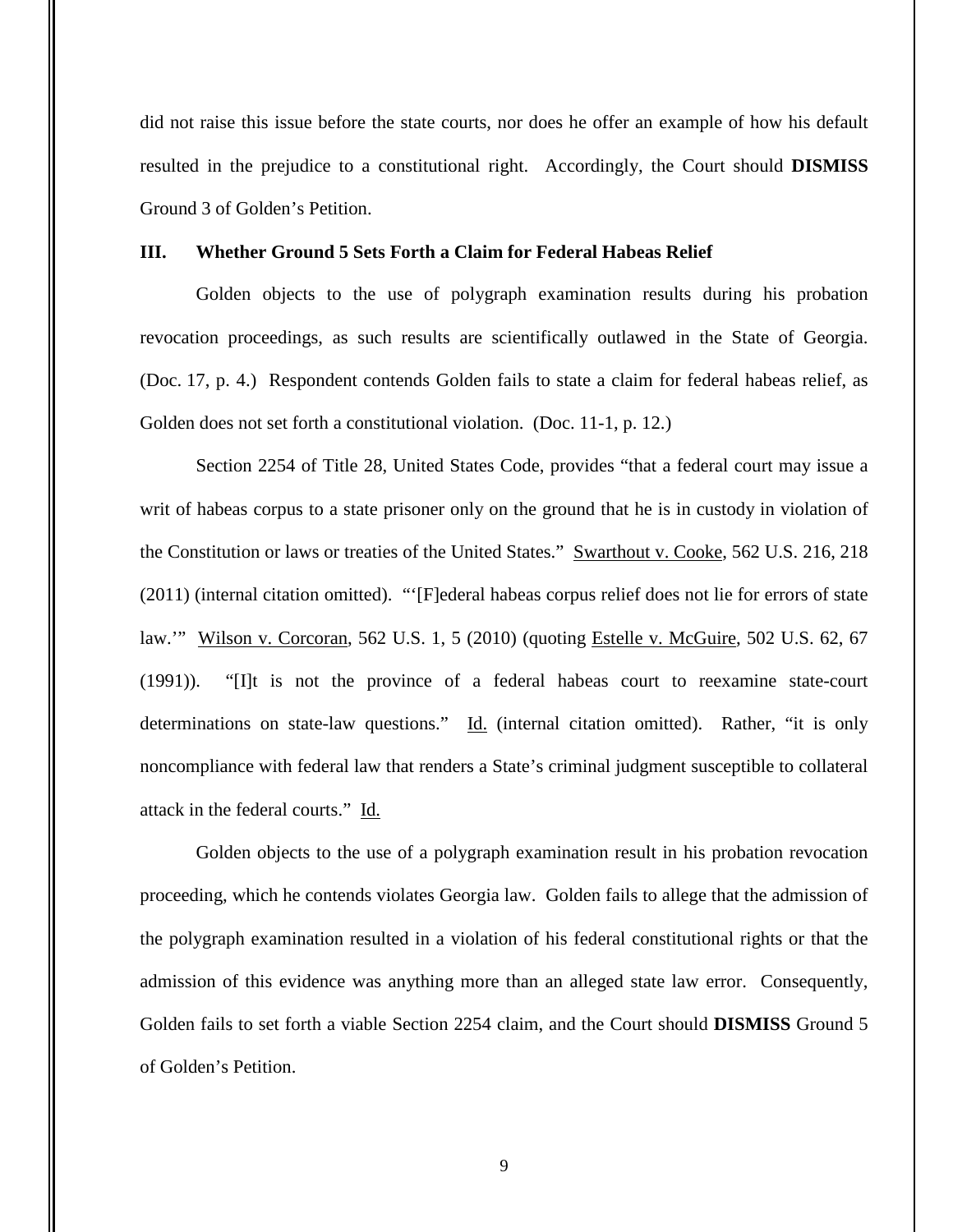did not raise this issue before the state courts, nor does he offer an example of how his default resulted in the prejudice to a constitutional right. Accordingly, the Court should **DISMISS** Ground 3 of Golden's Petition.

### III. Whether Ground 5 Sets Forth a Claim for Federal Habeas Relief

Golden objects to the use of polygraph examination results during his probation revocation proceedings, as such results are scientifically outlawed in the State of Georgia. (Doc. 17, p. 4.) Respondent contends Golden fails to state a claim for federal habeas relief, as Golden does not set forth a constitutional violation. (Doc. 11-1, p. 12.)

Section 2254 of Title 28, United States Code, provides "that a federal court may issue a writ of habeas corpus to a state prisoner only on the ground that he is in custody in violation of the Constitution or laws or treaties of the United States." Swarthout v. Cooke, 562 U.S. 216, 218 (2011) (internal citation omitted). "'[F]ederal habeas corpus relief does not lie for errors of state law.'" Wilson v. Corcoran, 562 U.S. 1, 5 (2010) (quoting Estelle v. McGuire, 502 U.S. 62, 67 (1991)). "[I]t is not the province of a federal habeas court to reexamine state-court determinations on state-law questions." Id. (internal citation omitted). Rather, "it is only noncompliance with federal law that renders a State's criminal judgment susceptible to collateral attack in the federal courts." Id.

Golden objects to the use of a polygraph examination result in his probation revocation proceeding, which he contends violates Georgia law. Golden fails to allege that the admission of the polygraph examination resulted in a violation of his federal constitutional rights or that the admission of this evidence was anything more than an alleged state law error. Consequently, Golden fails to set forth a viable Section 2254 claim, and the Court should **DISMISS** Ground 5 of Golden's Petition.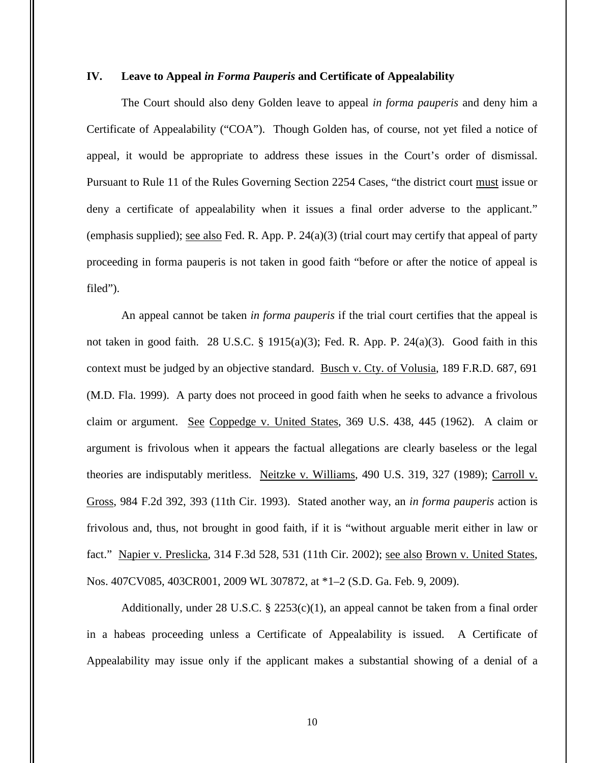## IV. Leave to Appeal *in Forma Pauperis* and Certificate of Appealability

The Court should also deny Golden leave to appeal *in forma pauperis* and deny him a Certificate of Appealability ("COA"). Though Golden has, of course, not yet filed a notice of appeal, it would be appropriate to address these issues in the Court's order of dismissal. Pursuant to Rule 11 of the Rules Governing Section 2254 Cases, "the district court must issue or deny a certificate of appealability when it issues a final order adverse to the applicant." (emphasis supplied); see also Fed. R. App. P. 24(a)(3) (trial court may certify that appeal of party proceeding in forma pauperis is not taken in good faith "before or after the notice of appeal is filed").

An appeal cannot be taken *in forma pauperis* if the trial court certifies that the appeal is not taken in good faith. 28 U.S.C. § 1915(a)(3); Fed. R. App. P. 24(a)(3). Good faith in this context must be judged by an objective standard. Busch v. Cty. of Volusia, 189 F.R.D. 687, 691 (M.D. Fla. 1999). A party does not proceed in good faith when he seeks to advance a frivolous claim or argument. See Coppedge v. United States, 369 U.S. 438, 445 (1962). A claim or argument is frivolous when it appears the factual allegations are clearly baseless or the legal theories are indisputably meritless. Neitzke v. Williams, 490 U.S. 319, 327 (1989); Carroll v. Gross, 984 F.2d 392, 393 (11th Cir. 1993). Stated another way, an *in forma pauperis* action is frivolous and, thus, not brought in good faith, if it is "without arguable merit either in law or fact." Napier v. Preslicka, 314 F.3d 528, 531 (11th Cir. 2002); see also Brown v. United States, Nos. 407CV085, 403CR001, 2009 WL 307872, at *1–2 (S.D. Ga. Feb. 9, 2009).

Additionally, under 28 U.S.C. § 2253(c)(1), an appeal cannot be taken from a final order in a habeas proceeding unless a Certificate of Appealability is issued. A Certificate of Appealability may issue only if the applicant makes a substantial showing of a denial of a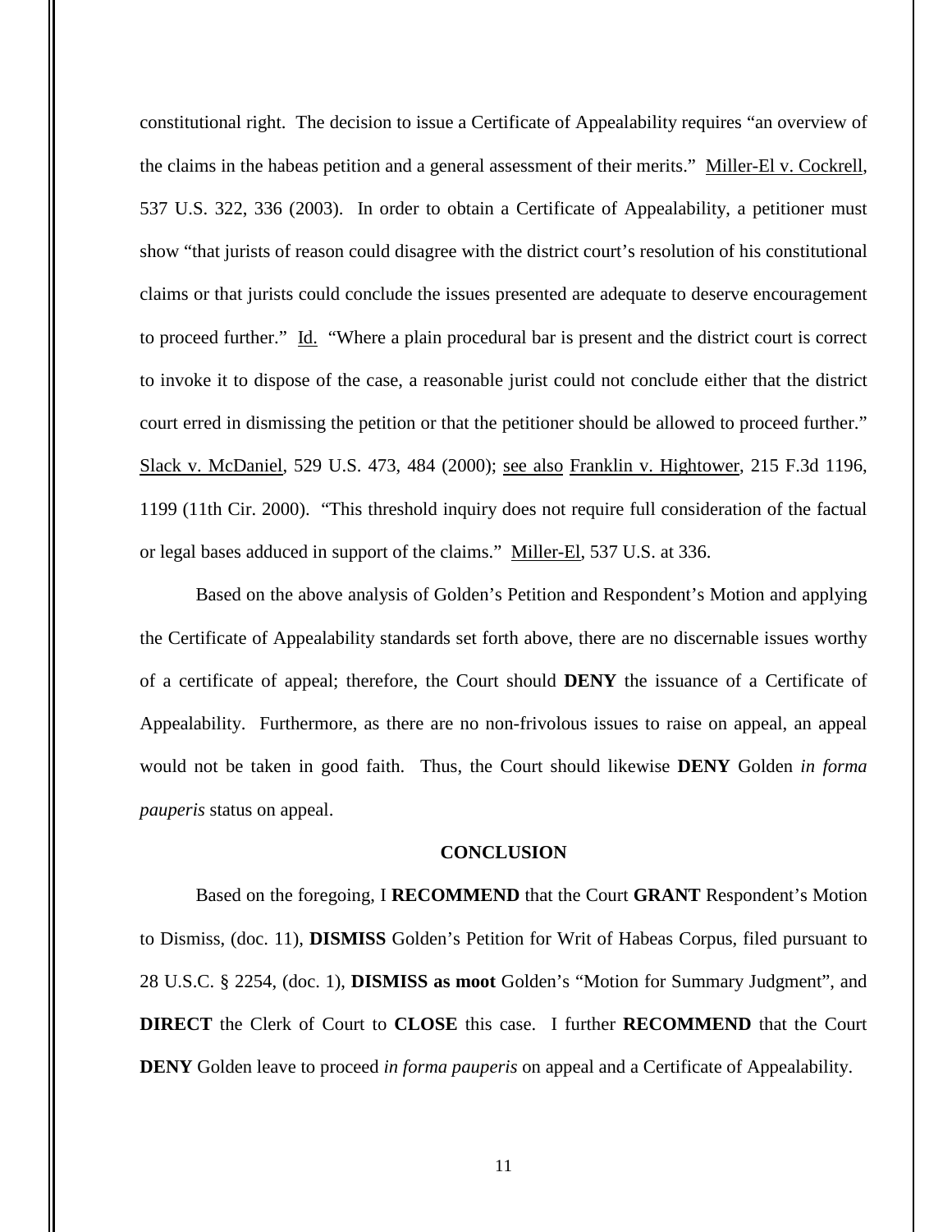constitutional right. The decision to issue a Certificate of Appealability requires "an overview of the claims in the habeas petition and a general assessment of their merits." Miller-El v. Cockrell, 537 U.S. 322, 336 (2003). In order to obtain a Certificate of Appealability, a petitioner must show "that jurists of reason could disagree with the district court's resolution of his constitutional claims or that jurists could conclude the issues presented are adequate to deserve encouragement to proceed further." Id. "Where a plain procedural bar is present and the district court is correct to invoke it to dispose of the case, a reasonable jurist could not conclude either that the district court erred in dismissing the petition or that the petitioner should be allowed to proceed further." Slack v. McDaniel, 529 U.S. 473, 484 (2000); see also Franklin v. Hightower, 215 F.3d 1196, 1199 (11th Cir. 2000). "This threshold inquiry does not require full consideration of the factual or legal bases adduced in support of the claims." Miller-El, 537 U.S. at 336.

Based on the above analysis of Golden's Petition and Respondent's Motion and applying the Certificate of Appealability standards set forth above, there are no discernable issues worthy of a certificate of appeal; therefore, the Court should **DENY** the issuance of a Certificate of Appealability. Furthermore, as there are no non-frivolous issues to raise on appeal, an appeal would not be taken in good faith. Thus, the Court should likewise **DENY** Golden *in forma pauperis* status on appeal.

## CONCLUSION

Based on the foregoing, I **RECOMMEND** that the Court **GRANT** Respondent's Motion to Dismiss, (doc. 11), **DISMISS** Golden's Petition for Writ of Habeas Corpus, filed pursuant to 28 U.S.C. § 2254, (doc. 1), **DISMISS as moot** Golden's "Motion for Summary Judgment", and **DIRECT** the Clerk of Court to **CLOSE** this case. I further **RECOMMEND** that the Court **DENY** Golden leave to proceed *in forma pauperis* on appeal and a Certificate of Appealability.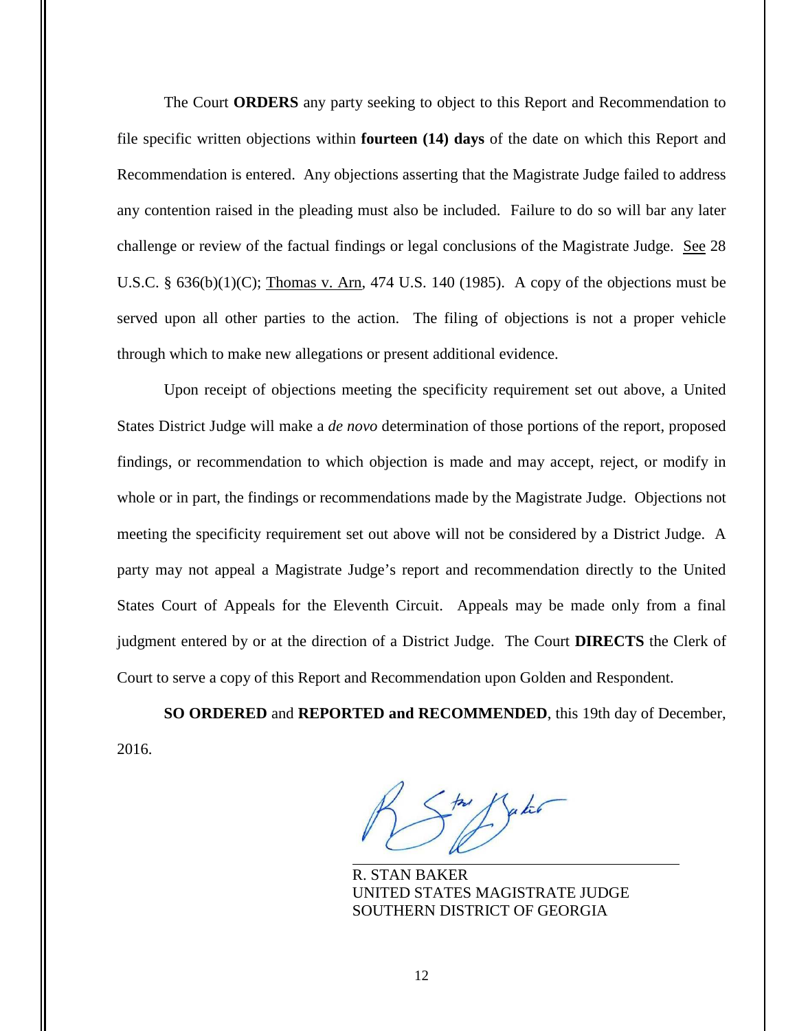The Court **ORDERS** any party seeking to object to this Report and Recommendation to file specific written objections within **fourteen (14) days** of the date on which this Report and Recommendation is entered. Any objections asserting that the Magistrate Judge failed to address any contention raised in the pleading must also be included. Failure to do so will bar any later challenge or review of the factual findings or legal conclusions of the Magistrate Judge. See 28 U.S.C. § 636(b)(1)(C); Thomas v. Arn, 474 U.S. 140 (1985). A copy of the objections must be served upon all other parties to the action. The filing of objections is not a proper vehicle through which to make new allegations or present additional evidence.

Upon receipt of objections meeting the specificity requirement set out above, a United States District Judge will make a *de novo* determination of those portions of the report, proposed findings, or recommendation to which objection is made and may accept, reject, or modify in whole or in part, the findings or recommendations made by the Magistrate Judge. Objections not meeting the specificity requirement set out above will not be considered by a District Judge. A party may not appeal a Magistrate Judge's report and recommendation directly to the United States Court of Appeals for the Eleventh Circuit. Appeals may be made only from a final judgment entered by or at the direction of a District Judge. The Court **DIRECTS** the Clerk of Court to serve a copy of this Report and Recommendation upon Golden and Respondent.

**SO ORDERED** and **REPORTED and RECOMMENDED**, this 19th day of December, 2016.

R. STAN BAKER
UNITED STATES MAGISTRATE JUDGE
SOUTHERN DISTRICT OF GEORGIA